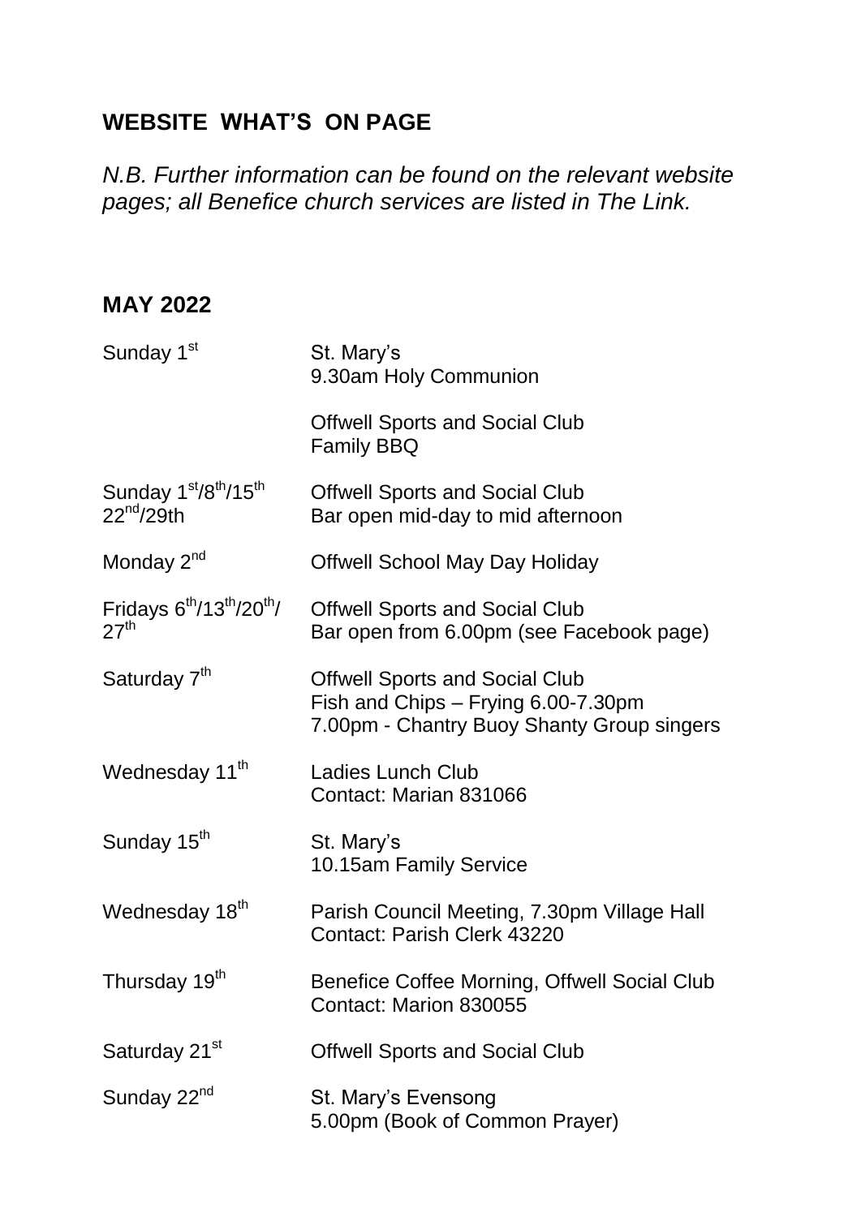## WEBSITE WHAT'S ON PAGE

*N.B. Further information can be found on the relevant website pages; all Benefice church services are listed in The Link.*

## MAY 2022

| | |
|---|---|
| Sunday 1st | St. Mary's<br>9.30am Holy Communion<br><br>Offwell Sports and Social Club<br>Family BBQ |
| Sunday 1st/8th/15th 22nd/29th | Offwell Sports and Social Club<br>Bar open mid-day to mid afternoon |
| Monday 2nd | Offwell School May Day Holiday |
| Fridays 6th/13th/20th/ 27th | Offwell Sports and Social Club<br>Bar open from 6.00pm (see Facebook page) |
| Saturday 7th | Offwell Sports and Social Club<br>Fish and Chips – Frying 6.00-7.30pm<br>7.00pm - Chantry Buoy Shanty Group singers |
| Wednesday 11th | Ladies Lunch Club<br>Contact: Marian 831066 |
| Sunday 15th | St. Mary's<br>10.15am Family Service |
| Wednesday 18th | Parish Council Meeting, 7.30pm Village Hall<br>Contact: Parish Clerk 43220 |
| Thursday 19th | Benefice Coffee Morning, Offwell Social Club<br>Contact: Marion 830055 |
| Saturday 21st | Offwell Sports and Social Club |
| Sunday 22nd | St. Mary's Evensong<br>5.00pm (Book of Common Prayer) |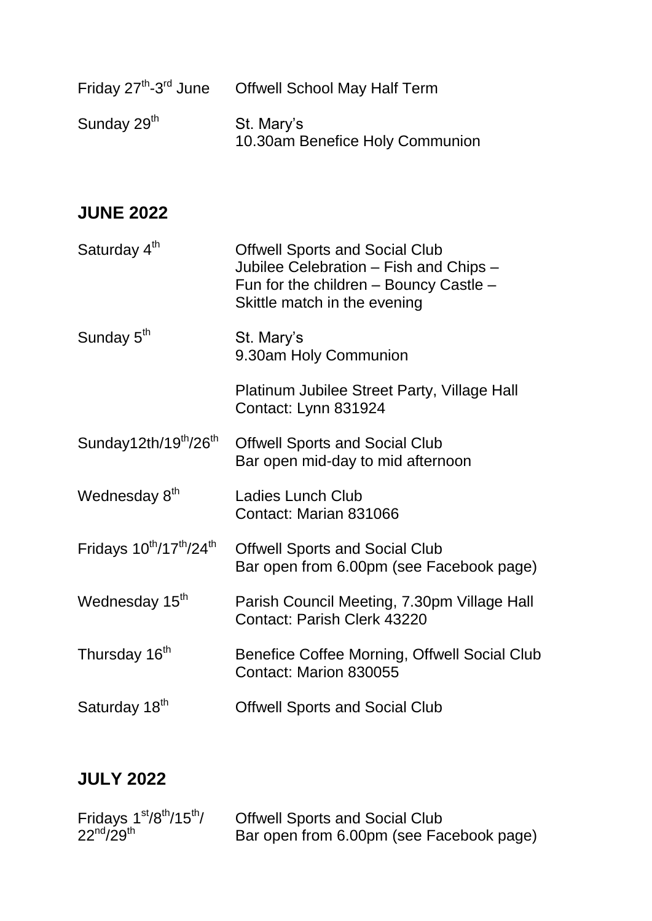| | |
|---|---|
| Friday 27th-3rd June | Offwell School May Half Term |
| Sunday 29th | St. Mary's<br>10.30am Benefice Holy Communion |

## JUNE 2022

| | |
|---|---|
| Saturday 4th | Offwell Sports and Social Club<br>Jubilee Celebration – Fish and Chips –<br>Fun for the children – Bouncy Castle –<br>Skittle match in the evening |
| Sunday 5th | St. Mary's<br>9.30am Holy Communion<br><br>Platinum Jubilee Street Party, Village Hall<br>Contact: Lynn 831924 |
| Sunday12th/19th/26th | Offwell Sports and Social Club<br>Bar open mid-day to mid afternoon |
| Wednesday 8th | Ladies Lunch Club<br>Contact: Marian 831066 |
| Fridays 10th/17th/24th | Offwell Sports and Social Club<br>Bar open from 6.00pm (see Facebook page) |
| Wednesday 15th | Parish Council Meeting, 7.30pm Village Hall<br>Contact: Parish Clerk 43220 |
| Thursday 16th | Benefice Coffee Morning, Offwell Social Club<br>Contact: Marion 830055 |
| Saturday 18th | Offwell Sports and Social Club |

## JULY 2022

| | |
|---|---|
| Fridays 1st/8th/15th/<br>22nd/29th | Offwell Sports and Social Club<br>Bar open from 6.00pm (see Facebook page) |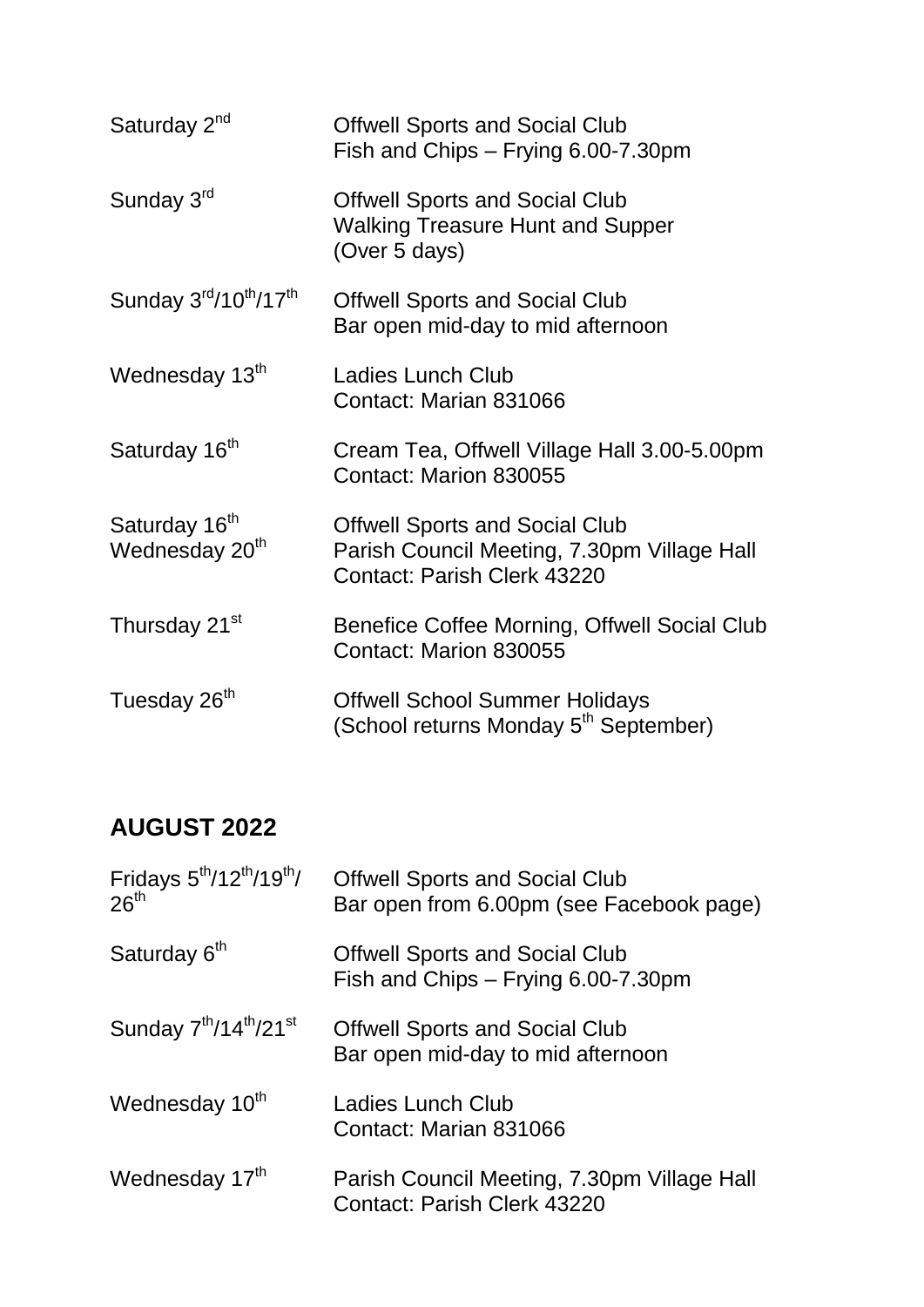| | |
|---|---|
| Saturday 2nd | Offwell Sports and Social Club<br>Fish and Chips – Frying 6.00-7.30pm |
| Sunday 3rd | Offwell Sports and Social Club<br>Walking Treasure Hunt and Supper<br>(Over 5 days) |
| Sunday 3rd/10th/17th | Offwell Sports and Social Club<br>Bar open mid-day to mid afternoon |
| Wednesday 13th | Ladies Lunch Club<br>Contact: Marian 831066 |
| Saturday 16th | Cream Tea, Offwell Village Hall 3.00-5.00pm<br>Contact: Marion 830055 |
| Saturday 16th<br>Wednesday 20th | Offwell Sports and Social Club<br>Parish Council Meeting, 7.30pm Village Hall<br>Contact: Parish Clerk 43220 |
| Thursday 21st | Benefice Coffee Morning, Offwell Social Club<br>Contact: Marion 830055 |
| Tuesday 26th | Offwell School Summer Holidays<br>(School returns Monday 5th September) |

## AUGUST 2022

| | |
|---|---|
| Fridays 5th/12th/19th/26th | Offwell Sports and Social Club<br>Bar open from 6.00pm (see Facebook page) |
| Saturday 6th | Offwell Sports and Social Club<br>Fish and Chips – Frying 6.00-7.30pm |
| Sunday 7th/14th/21st | Offwell Sports and Social Club<br>Bar open mid-day to mid afternoon |
| Wednesday 10th | Ladies Lunch Club<br>Contact: Marian 831066 |
| Wednesday 17th | Parish Council Meeting, 7.30pm Village Hall<br>Contact: Parish Clerk 43220 |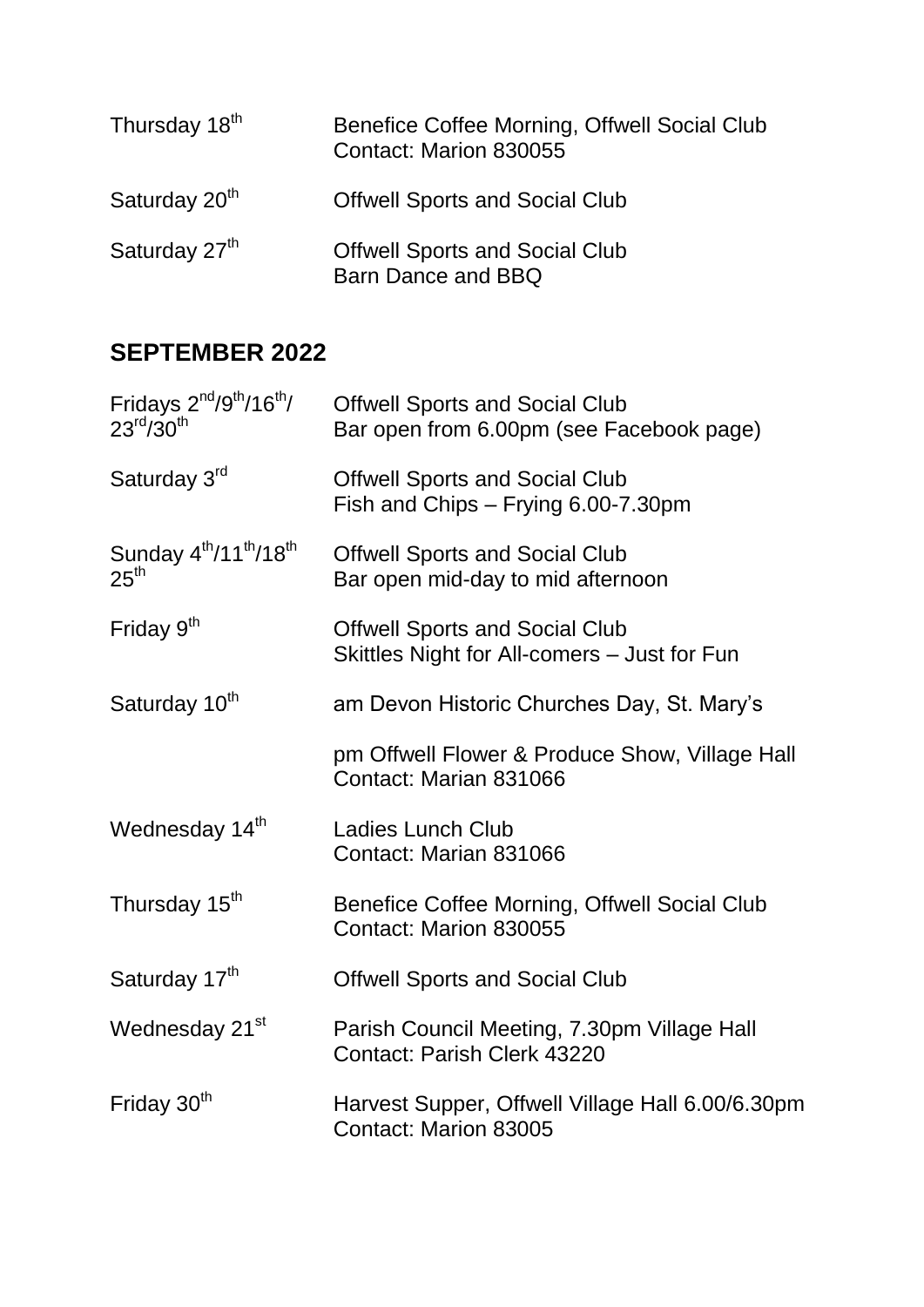| | |
|---|---|
| Thursday 18th | Benefice Coffee Morning, Offwell Social Club<br>Contact: Marion 830055 |
| Saturday 20th | Offwell Sports and Social Club |
| Saturday 27th | Offwell Sports and Social Club<br>Barn Dance and BBQ |

## SEPTEMBER 2022

| | |
|---|---|
| Fridays 2nd/9th/16th/23rd/30th | Offwell Sports and Social Club<br>Bar open from 6.00pm (see Facebook page) |
| Saturday 3rd | Offwell Sports and Social Club<br>Fish and Chips – Frying 6.00-7.30pm |
| Sunday 4th/11th/18th 25th | Offwell Sports and Social Club<br>Bar open mid-day to mid afternoon |
| Friday 9th | Offwell Sports and Social Club<br>Skittles Night for All-comers – Just for Fun |
| Saturday 10th | am Devon Historic Churches Day, St. Mary's |
| | pm Offwell Flower & Produce Show, Village Hall<br>Contact: Marian 831066 |
| Wednesday 14th | Ladies Lunch Club<br>Contact: Marian 831066 |
| Thursday 15th | Benefice Coffee Morning, Offwell Social Club<br>Contact: Marion 830055 |
| Saturday 17th | Offwell Sports and Social Club |
| Wednesday 21st | Parish Council Meeting, 7.30pm Village Hall<br>Contact: Parish Clerk 43220 |
| Friday 30th | Harvest Supper, Offwell Village Hall 6.00/6.30pm<br>Contact: Marion 83005 |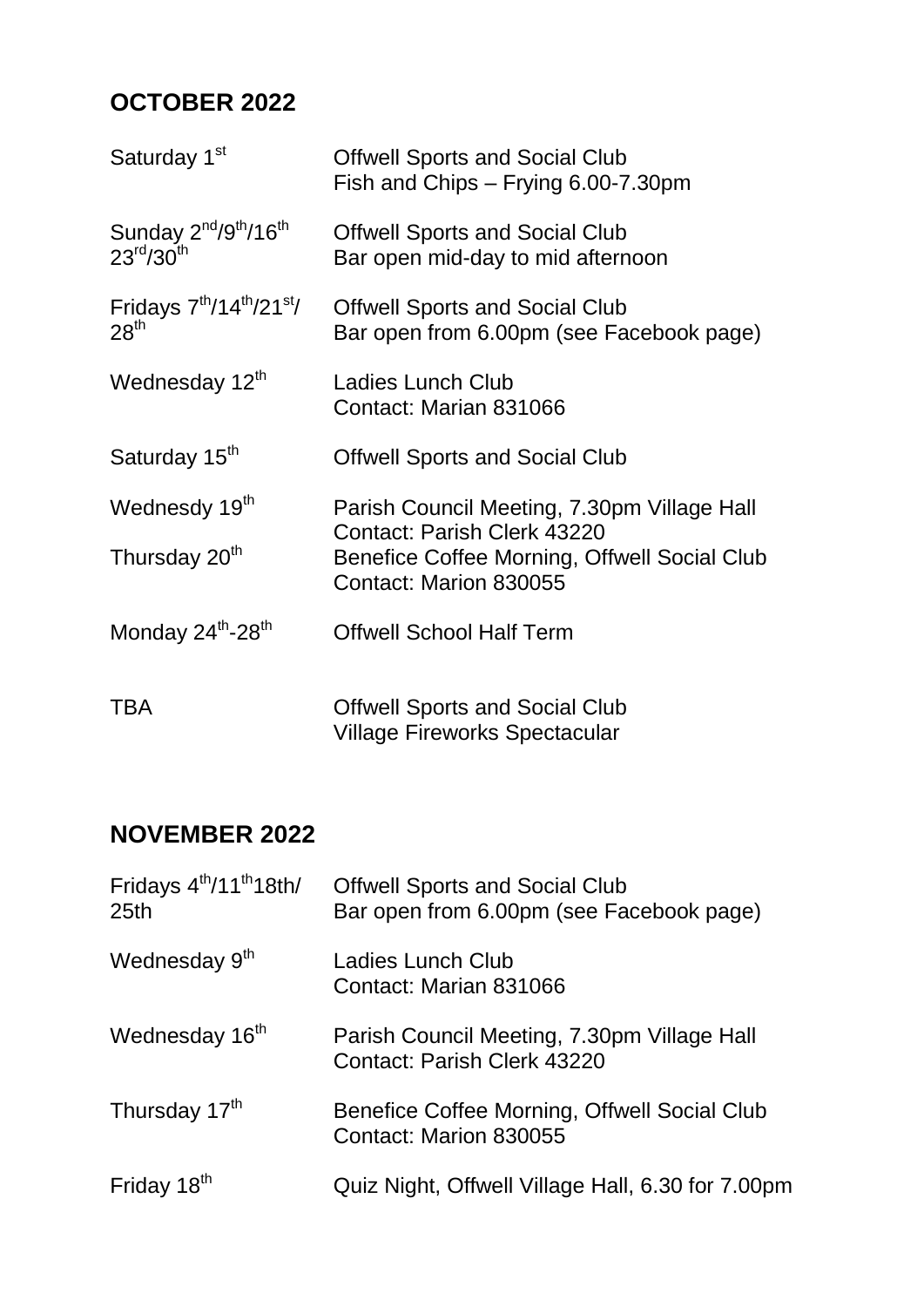## OCTOBER 2022

| | |
|---|---|
| Saturday 1st | Offwell Sports and Social Club<br>Fish and Chips – Frying 6.00-7.30pm |
| Sunday 2nd/9th/16th 23rd/30th | Offwell Sports and Social Club<br>Bar open mid-day to mid afternoon |
| Fridays 7th/14th/21st/ 28th | Offwell Sports and Social Club<br>Bar open from 6.00pm (see Facebook page) |
| Wednesday 12th | Ladies Lunch Club<br>Contact: Marian 831066 |
| Saturday 15th | Offwell Sports and Social Club |
| Wednesdy 19th | Parish Council Meeting, 7.30pm Village Hall<br>Contact: Parish Clerk 43220 |
| Thursday 20th | Benefice Coffee Morning, Offwell Social Club<br>Contact: Marion 830055 |
| Monday 24th-28th | Offwell School Half Term |
| TBA | Offwell Sports and Social Club<br>Village Fireworks Spectacular |

## NOVEMBER 2022

| | |
|---|---|
| Fridays 4th/11th18th/ 25th | Offwell Sports and Social Club<br>Bar open from 6.00pm (see Facebook page) |
| Wednesday 9th | Ladies Lunch Club<br>Contact: Marian 831066 |
| Wednesday 16th | Parish Council Meeting, 7.30pm Village Hall<br>Contact: Parish Clerk 43220 |
| Thursday 17th | Benefice Coffee Morning, Offwell Social Club<br>Contact: Marion 830055 |
| Friday 18th | Quiz Night, Offwell Village Hall, 6.30 for 7.00pm |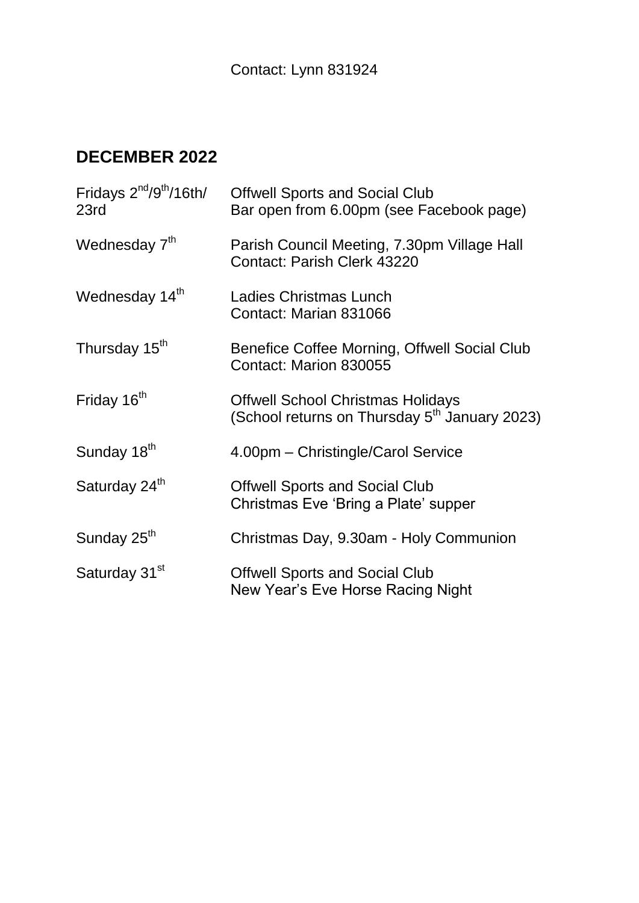Contact: Lynn 831924

## DECEMBER 2022

| | |
|---|---|
| Fridays 2nd/9th/16th/23rd | Offwell Sports and Social Club<br>Bar open from 6.00pm (see Facebook page) |
| Wednesday 7th | Parish Council Meeting, 7.30pm Village Hall<br>Contact: Parish Clerk 43220 |
| Wednesday 14th | Ladies Christmas Lunch<br>Contact: Marian 831066 |
| Thursday 15th | Benefice Coffee Morning, Offwell Social Club<br>Contact: Marion 830055 |
| Friday 16th | Offwell School Christmas Holidays<br>(School returns on Thursday 5th January 2023) |
| Sunday 18th | 4.00pm – Christingle/Carol Service |
| Saturday 24th | Offwell Sports and Social Club<br>Christmas Eve 'Bring a Plate' supper |
| Sunday 25th | Christmas Day, 9.30am - Holy Communion |
| Saturday 31st | Offwell Sports and Social Club<br>New Year's Eve Horse Racing Night |